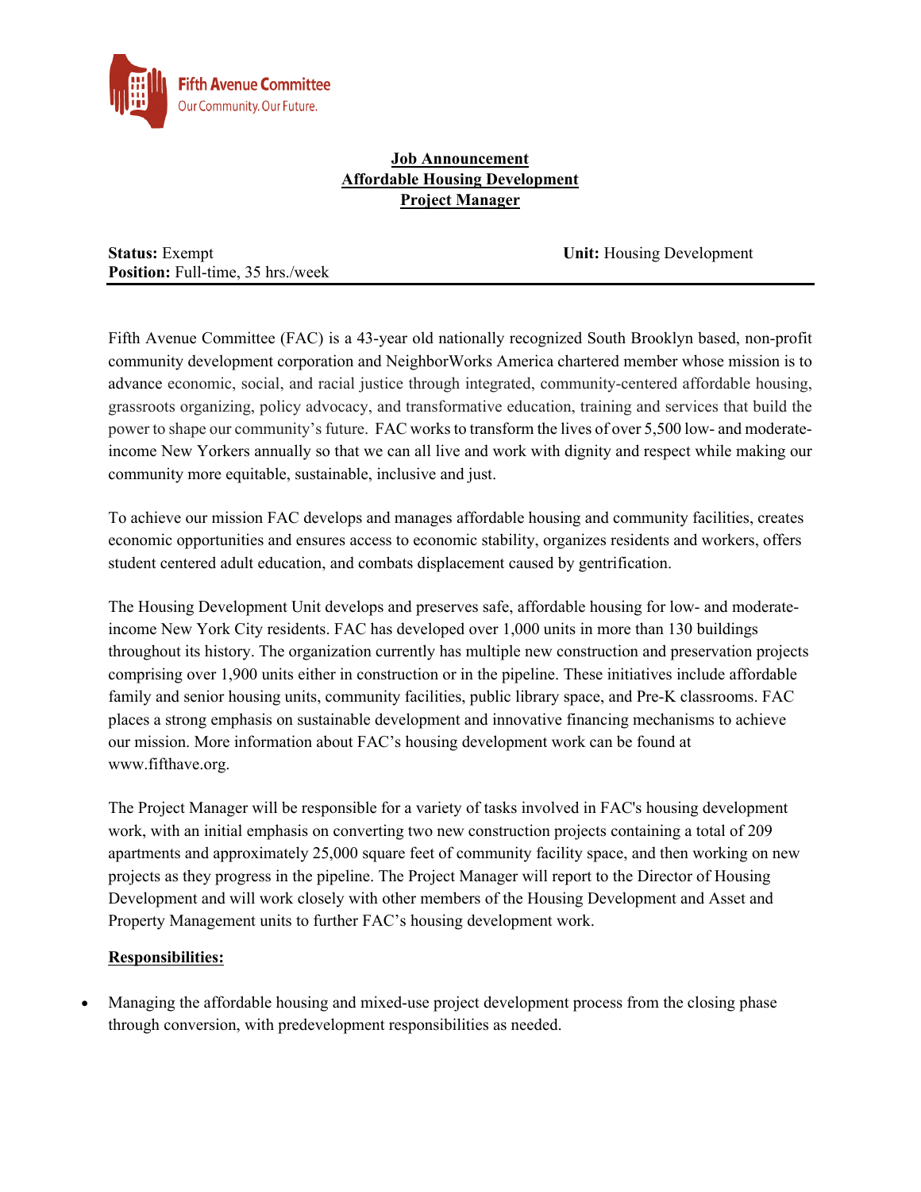Fifth Avenue Committee
Our Community. Our Future.

# Job Announcement
# Affordable Housing Development
# Project Manager

**Status:** Exempt
**Position:** Full-time, 35 hrs./week
**Unit:** Housing Development

---

Fifth Avenue Committee (FAC) is a 43-year old nationally recognized South Brooklyn based, non-profit community development corporation and NeighborWorks America chartered member whose mission is to advance economic, social, and racial justice through integrated, community-centered affordable housing, grassroots organizing, policy advocacy, and transformative education, training and services that build the power to shape our community's future. FAC works to transform the lives of over 5,500 low- and moderate-income New Yorkers annually so that we can all live and work with dignity and respect while making our community more equitable, sustainable, inclusive and just.

To achieve our mission FAC develops and manages affordable housing and community facilities, creates economic opportunities and ensures access to economic stability, organizes residents and workers, offers student centered adult education, and combats displacement caused by gentrification.

The Housing Development Unit develops and preserves safe, affordable housing for low- and moderate-income New York City residents. FAC has developed over 1,000 units in more than 130 buildings throughout its history. The organization currently has multiple new construction and preservation projects comprising over 1,900 units either in construction or in the pipeline. These initiatives include affordable family and senior housing units, community facilities, public library space, and Pre-K classrooms. FAC places a strong emphasis on sustainable development and innovative financing mechanisms to achieve our mission. More information about FAC's housing development work can be found at www.fifthave.org.

The Project Manager will be responsible for a variety of tasks involved in FAC's housing development work, with an initial emphasis on converting two new construction projects containing a total of 209 apartments and approximately 25,000 square feet of community facility space, and then working on new projects as they progress in the pipeline. The Project Manager will report to the Director of Housing Development and will work closely with other members of the Housing Development and Asset and Property Management units to further FAC's housing development work.

**Responsibilities:**

- Managing the affordable housing and mixed-use project development process from the closing phase through conversion, with predevelopment responsibilities as needed.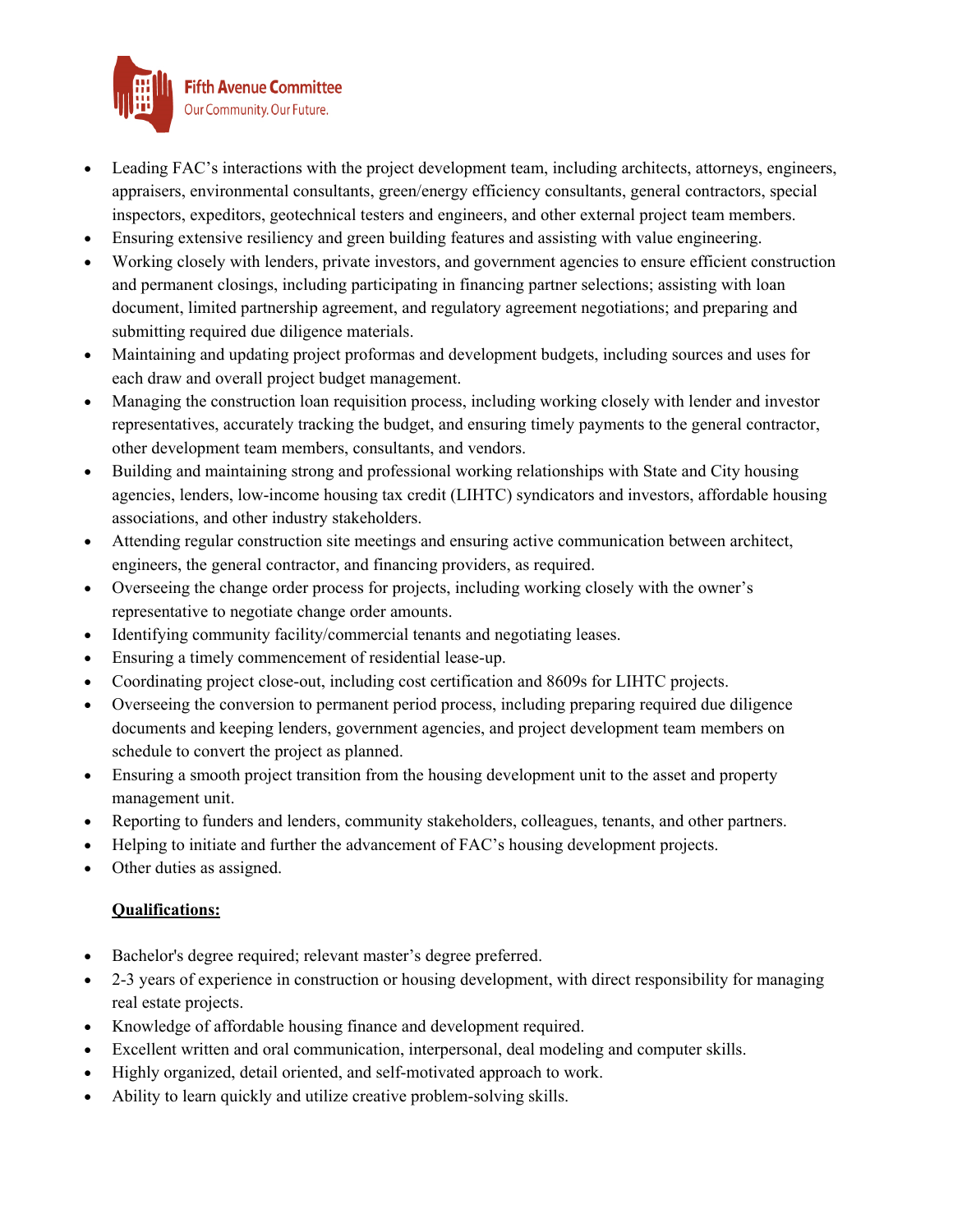- Leading FAC's interactions with the project development team, including architects, attorneys, engineers, appraisers, environmental consultants, green/energy efficiency consultants, general contractors, special inspectors, expeditors, geotechnical testers and engineers, and other external project team members.
- Ensuring extensive resiliency and green building features and assisting with value engineering.
- Working closely with lenders, private investors, and government agencies to ensure efficient construction and permanent closings, including participating in financing partner selections; assisting with loan document, limited partnership agreement, and regulatory agreement negotiations; and preparing and submitting required due diligence materials.
- Maintaining and updating project proformas and development budgets, including sources and uses for each draw and overall project budget management.
- Managing the construction loan requisition process, including working closely with lender and investor representatives, accurately tracking the budget, and ensuring timely payments to the general contractor, other development team members, consultants, and vendors.
- Building and maintaining strong and professional working relationships with State and City housing agencies, lenders, low-income housing tax credit (LIHTC) syndicators and investors, affordable housing associations, and other industry stakeholders.
- Attending regular construction site meetings and ensuring active communication between architect, engineers, the general contractor, and financing providers, as required.
- Overseeing the change order process for projects, including working closely with the owner's representative to negotiate change order amounts.
- Identifying community facility/commercial tenants and negotiating leases.
- Ensuring a timely commencement of residential lease-up.
- Coordinating project close-out, including cost certification and 8609s for LIHTC projects.
- Overseeing the conversion to permanent period process, including preparing required due diligence documents and keeping lenders, government agencies, and project development team members on schedule to convert the project as planned.
- Ensuring a smooth project transition from the housing development unit to the asset and property management unit.
- Reporting to funders and lenders, community stakeholders, colleagues, tenants, and other partners.
- Helping to initiate and further the advancement of FAC's housing development projects.
- Other duties as assigned.

**Qualifications:**

- Bachelor's degree required; relevant master's degree preferred.
- 2-3 years of experience in construction or housing development, with direct responsibility for managing real estate projects.
- Knowledge of affordable housing finance and development required.
- Excellent written and oral communication, interpersonal, deal modeling and computer skills.
- Highly organized, detail oriented, and self-motivated approach to work.
- Ability to learn quickly and utilize creative problem-solving skills.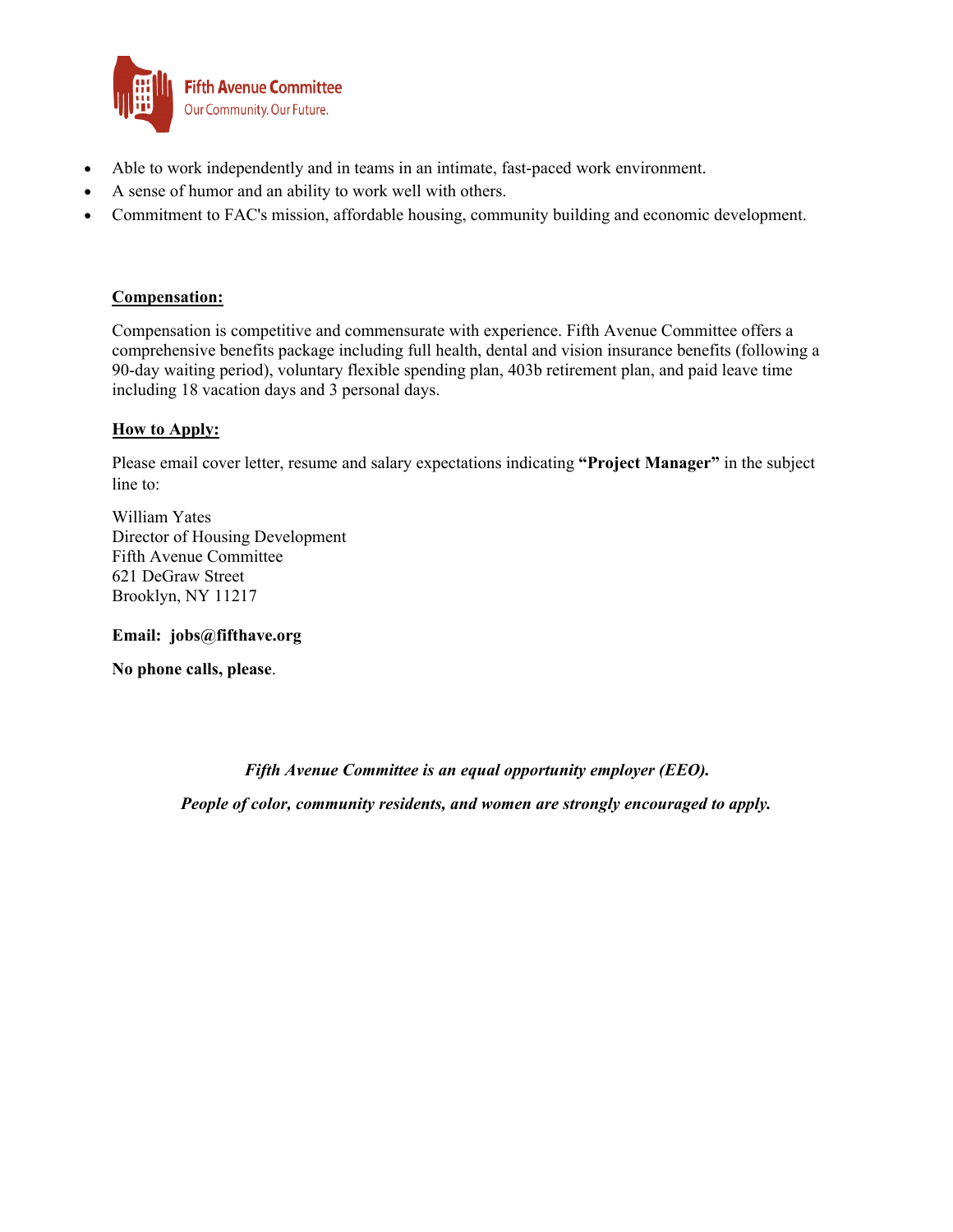- Able to work independently and in teams in an intimate, fast-paced work environment.
- A sense of humor and an ability to work well with others.
- Commitment to FAC's mission, affordable housing, community building and economic development.

**Compensation:**

Compensation is competitive and commensurate with experience. Fifth Avenue Committee offers a comprehensive benefits package including full health, dental and vision insurance benefits (following a 90-day waiting period), voluntary flexible spending plan, 403b retirement plan, and paid leave time including 18 vacation days and 3 personal days.

**How to Apply:**

Please email cover letter, resume and salary expectations indicating **"Project Manager"** in the subject line to:

William Yates
Director of Housing Development
Fifth Avenue Committee
621 DeGraw Street
Brooklyn, NY 11217

**Email: jobs@fifthave.org**

**No phone calls, please**.

***Fifth Avenue Committee is an equal opportunity employer (EEO).***

***People of color, community residents, and women are strongly encouraged to apply.***